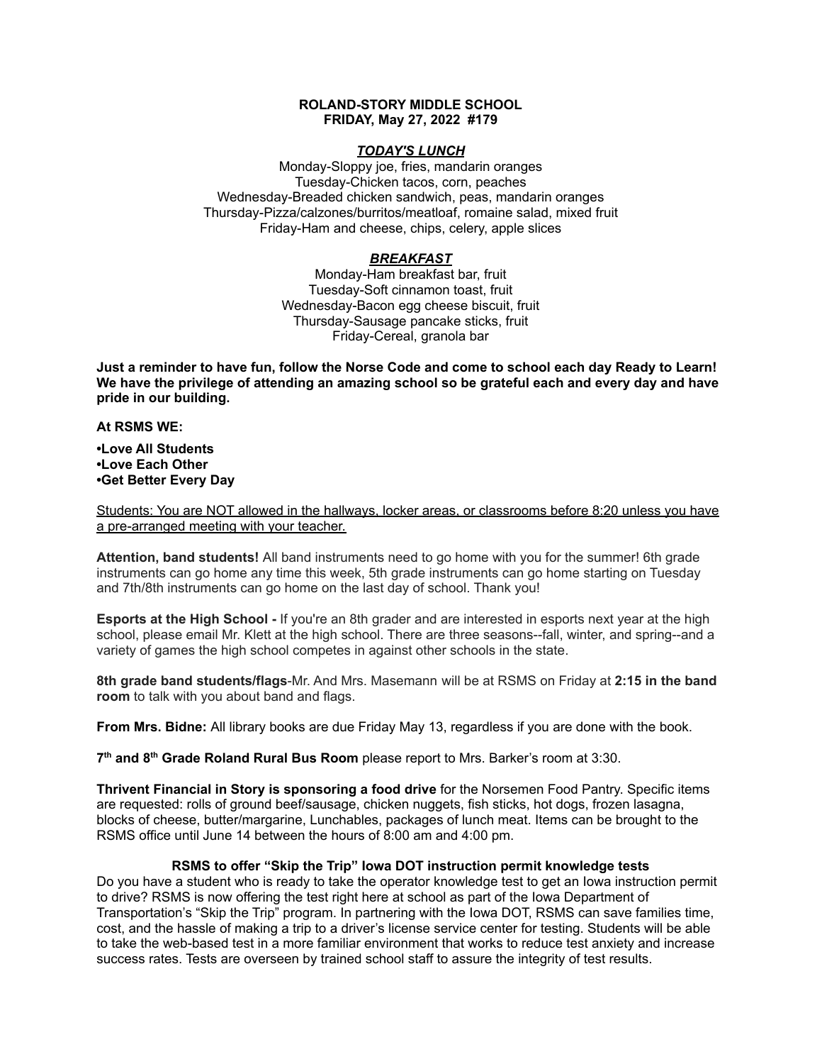**ROLAND-STORY MIDDLE SCHOOL**
**FRIDAY, May 27, 2022 #179**

***TODAY'S LUNCH***

Monday-Sloppy joe, fries, mandarin oranges
Tuesday-Chicken tacos, corn, peaches
Wednesday-Breaded chicken sandwich, peas, mandarin oranges
Thursday-Pizza/calzones/burritos/meatloaf, romaine salad, mixed fruit
Friday-Ham and cheese, chips, celery, apple slices

***BREAKFAST***

Monday-Ham breakfast bar, fruit
Tuesday-Soft cinnamon toast, fruit
Wednesday-Bacon egg cheese biscuit, fruit
Thursday-Sausage pancake sticks, fruit
Friday-Cereal, granola bar

**Just a reminder to have fun, follow the Norse Code and come to school each day Ready to Learn! We have the privilege of attending an amazing school so be grateful each and every day and have pride in our building.**

**At RSMS WE:**

**•Love All Students**
**•Love Each Other**
**•Get Better Every Day**

<u>Students: You are NOT allowed in the hallways, locker areas, or classrooms before 8:20 unless you have a pre-arranged meeting with your teacher.</u>

**Attention, band students!** All band instruments need to go home with you for the summer! 6th grade instruments can go home any time this week, 5th grade instruments can go home starting on Tuesday and 7th/8th instruments can go home on the last day of school. Thank you!

**Esports at the High School -** If you're an 8th grader and are interested in esports next year at the high school, please email Mr. Klett at the high school. There are three seasons--fall, winter, and spring--and a variety of games the high school competes in against other schools in the state.

**8th grade band students/flags**-Mr. And Mrs. Masemann will be at RSMS on Friday at **2:15 in the band room** to talk with you about band and flags.

**From Mrs. Bidne:** All library books are due Friday May 13, regardless if you are done with the book.

**7th and 8th Grade Roland Rural Bus Room** please report to Mrs. Barker's room at 3:30.

**Thrivent Financial in Story is sponsoring a food drive** for the Norsemen Food Pantry. Specific items are requested: rolls of ground beef/sausage, chicken nuggets, fish sticks, hot dogs, frozen lasagna, blocks of cheese, butter/margarine, Lunchables, packages of lunch meat. Items can be brought to the RSMS office until June 14 between the hours of 8:00 am and 4:00 pm.

**RSMS to offer "Skip the Trip" Iowa DOT instruction permit knowledge tests**

Do you have a student who is ready to take the operator knowledge test to get an Iowa instruction permit to drive? RSMS is now offering the test right here at school as part of the Iowa Department of Transportation's "Skip the Trip" program. In partnering with the Iowa DOT, RSMS can save families time, cost, and the hassle of making a trip to a driver's license service center for testing. Students will be able to take the web-based test in a more familiar environment that works to reduce test anxiety and increase success rates. Tests are overseen by trained school staff to assure the integrity of test results.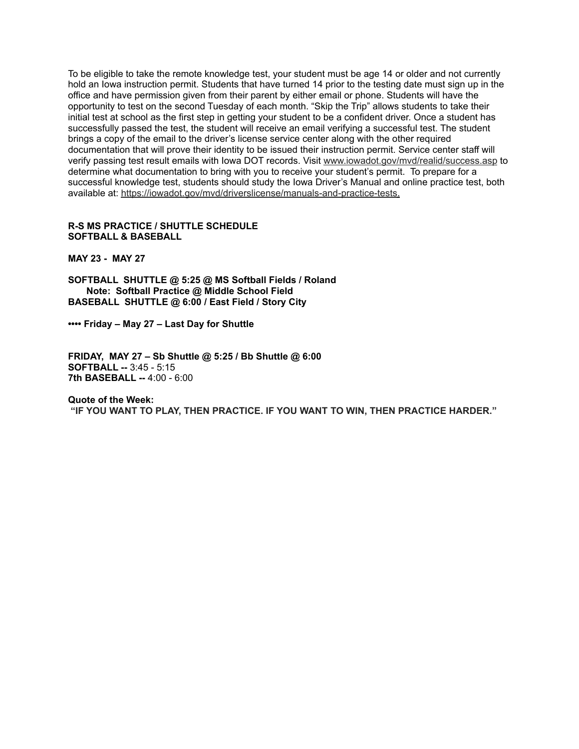To be eligible to take the remote knowledge test, your student must be age 14 or older and not currently hold an Iowa instruction permit. Students that have turned 14 prior to the testing date must sign up in the office and have permission given from their parent by either email or phone. Students will have the opportunity to test on the second Tuesday of each month. "Skip the Trip" allows students to take their initial test at school as the first step in getting your student to be a confident driver. Once a student has successfully passed the test, the student will receive an email verifying a successful test. The student brings a copy of the email to the driver's license service center along with the other required documentation that will prove their identity to be issued their instruction permit. Service center staff will verify passing test result emails with Iowa DOT records. Visit www.iowadot.gov/mvd/realid/success.asp to determine what documentation to bring with you to receive your student's permit. To prepare for a successful knowledge test, students should study the Iowa Driver's Manual and online practice test, both available at: https://iowadot.gov/mvd/driverslicense/manuals-and-practice-tests.

**R-S MS PRACTICE / SHUTTLE SCHEDULE**
**SOFTBALL & BASEBALL**

**MAY 23 - MAY 27**

**SOFTBALL SHUTTLE @ 5:25 @ MS Softball Fields / Roland**
**Note: Softball Practice @ Middle School Field**
**BASEBALL SHUTTLE @ 6:00 / East Field / Story City**

**•••• Friday – May 27 – Last Day for Shuttle**

**FRIDAY, MAY 27 – Sb Shuttle @ 5:25 / Bb Shuttle @ 6:00**
**SOFTBALL --** 3:45 - 5:15
**7th BASEBALL --** 4:00 - 6:00

**Quote of the Week:**
**"IF YOU WANT TO PLAY, THEN PRACTICE. IF YOU WANT TO WIN, THEN PRACTICE HARDER."**